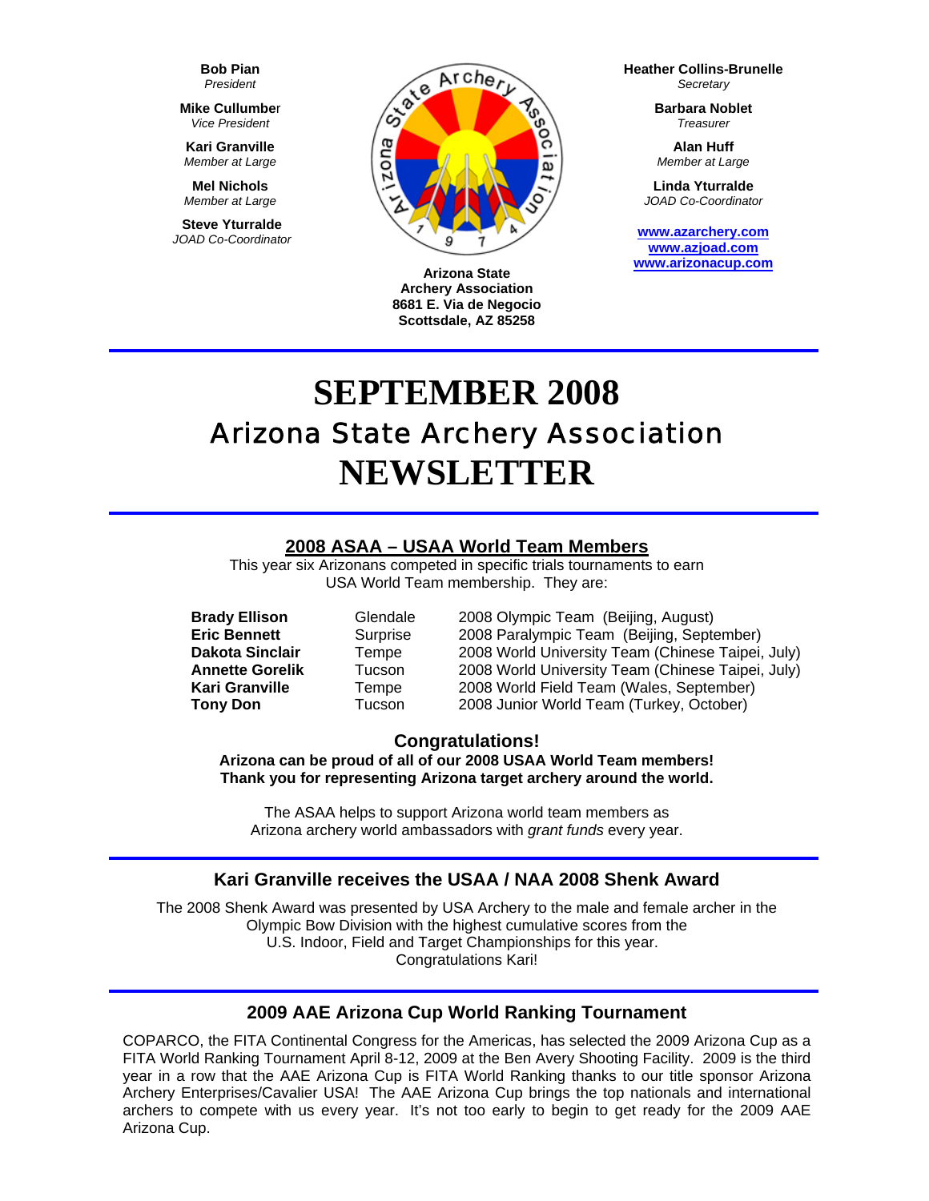**Bob Pian**
*President*

**Mike Cullumber**
*Vice President*

**Kari Granville**
*Member at Large*

**Mel Nichols**
*Member at Large*

**Steve Yturralde**
*JOAD Co-Coordinator*

**Arizona State Archery Association**
**8681 E. Via de Negocio**
**Scottsdale, AZ 85258**

**Heather Collins-Brunelle**
*Secretary*

**Barbara Noblet**
*Treasurer*

**Alan Huff**
*Member at Large*

**Linda Yturralde**
*JOAD Co-Coordinator*

www.azarchery.com
www.azjoad.com
www.arizonacup.com

# SEPTEMBER 2008
# Arizona State Archery Association
# NEWSLETTER

## 2008 ASAA – USAA World Team Members

This year six Arizonans competed in specific trials tournaments to earn USA World Team membership. They are:

| | | |
|---|---|---|
| **Brady Ellison** | Glendale | 2008 Olympic Team (Beijing, August) |
| **Eric Bennett** | Surprise | 2008 Paralympic Team (Beijing, September) |
| **Dakota Sinclair** | Tempe | 2008 World University Team (Chinese Taipei, July) |
| **Annette Gorelik** | Tucson | 2008 World University Team (Chinese Taipei, July) |
| **Kari Granville** | Tempe | 2008 World Field Team (Wales, September) |
| **Tony Don** | Tucson | 2008 Junior World Team (Turkey, October) |

### Congratulations!

**Arizona can be proud of all of our 2008 USAA World Team members!**
**Thank you for representing Arizona target archery around the world.**

The ASAA helps to support Arizona world team members as Arizona archery world ambassadors with *grant funds* every year.

## Kari Granville receives the USAA / NAA 2008 Shenk Award

The 2008 Shenk Award was presented by USA Archery to the male and female archer in the Olympic Bow Division with the highest cumulative scores from the U.S. Indoor, Field and Target Championships for this year.
Congratulations Kari!

## 2009 AAE Arizona Cup World Ranking Tournament

COPARCO, the FITA Continental Congress for the Americas, has selected the 2009 Arizona Cup as a FITA World Ranking Tournament April 8-12, 2009 at the Ben Avery Shooting Facility. 2009 is the third year in a row that the AAE Arizona Cup is FITA World Ranking thanks to our title sponsor Arizona Archery Enterprises/Cavalier USA! The AAE Arizona Cup brings the top nationals and international archers to compete with us every year. It's not too early to begin to get ready for the 2009 AAE Arizona Cup.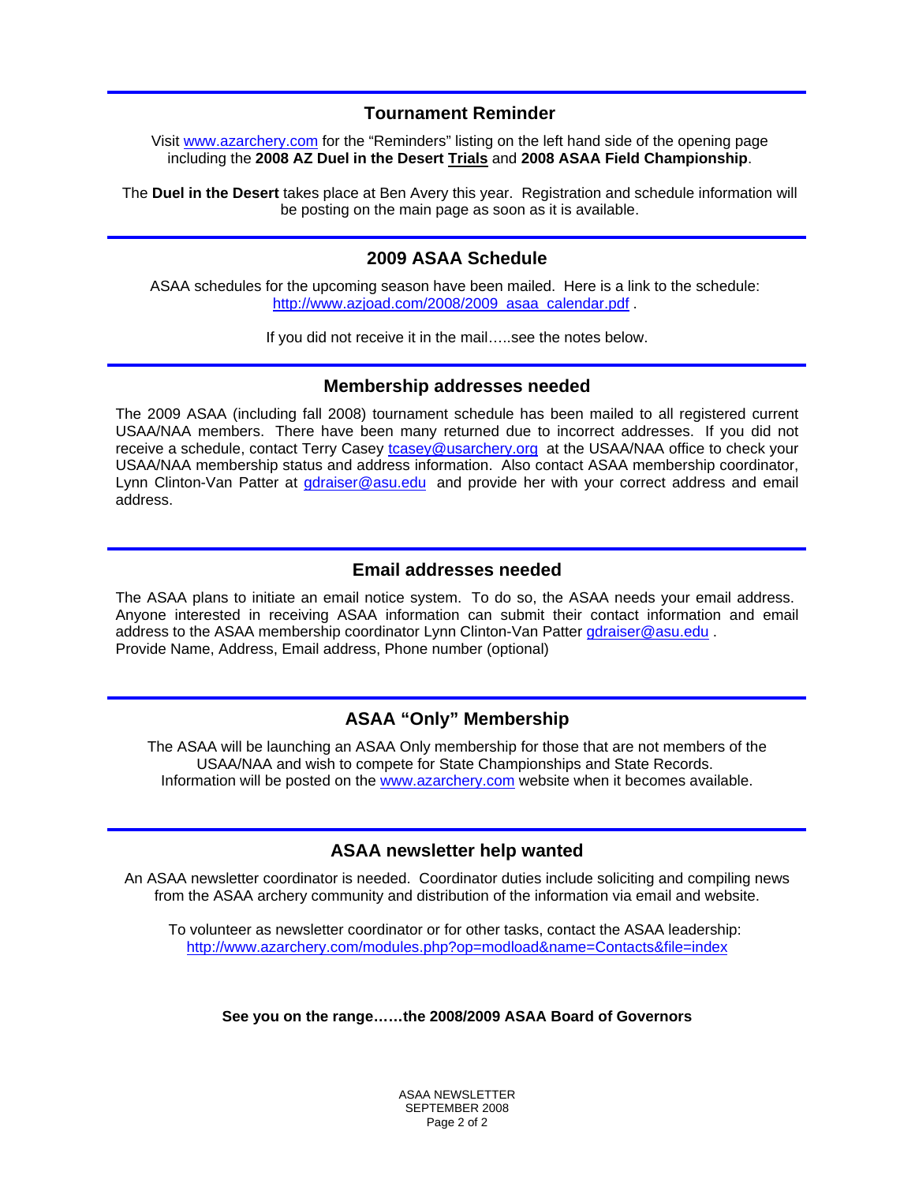## Tournament Reminder

Visit www.azarchery.com for the "Reminders" listing on the left hand side of the opening page including the **2008 AZ Duel in the Desert Trials** and **2008 ASAA Field Championship**.

The **Duel in the Desert** takes place at Ben Avery this year. Registration and schedule information will be posting on the main page as soon as it is available.

## 2009 ASAA Schedule

ASAA schedules for the upcoming season have been mailed. Here is a link to the schedule: http://www.azjoad.com/2008/2009_asaa_calendar.pdf .

If you did not receive it in the mail…..see the notes below.

## Membership addresses needed

The 2009 ASAA (including fall 2008) tournament schedule has been mailed to all registered current USAA/NAA members. There have been many returned due to incorrect addresses. If you did not receive a schedule, contact Terry Casey tcasey@usarchery.org at the USAA/NAA office to check your USAA/NAA membership status and address information. Also contact ASAA membership coordinator, Lynn Clinton-Van Patter at gdraiser@asu.edu and provide her with your correct address and email address.

## Email addresses needed

The ASAA plans to initiate an email notice system. To do so, the ASAA needs your email address. Anyone interested in receiving ASAA information can submit their contact information and email address to the ASAA membership coordinator Lynn Clinton-Van Patter gdraiser@asu.edu .
Provide Name, Address, Email address, Phone number (optional)

## ASAA "Only" Membership

The ASAA will be launching an ASAA Only membership for those that are not members of the USAA/NAA and wish to compete for State Championships and State Records. Information will be posted on the www.azarchery.com website when it becomes available.

## ASAA newsletter help wanted

An ASAA newsletter coordinator is needed. Coordinator duties include soliciting and compiling news from the ASAA archery community and distribution of the information via email and website.

To volunteer as newsletter coordinator or for other tasks, contact the ASAA leadership: http://www.azarchery.com/modules.php?op=modload&name=Contacts&file=index

**See you on the range……the 2008/2009 ASAA Board of Governors**